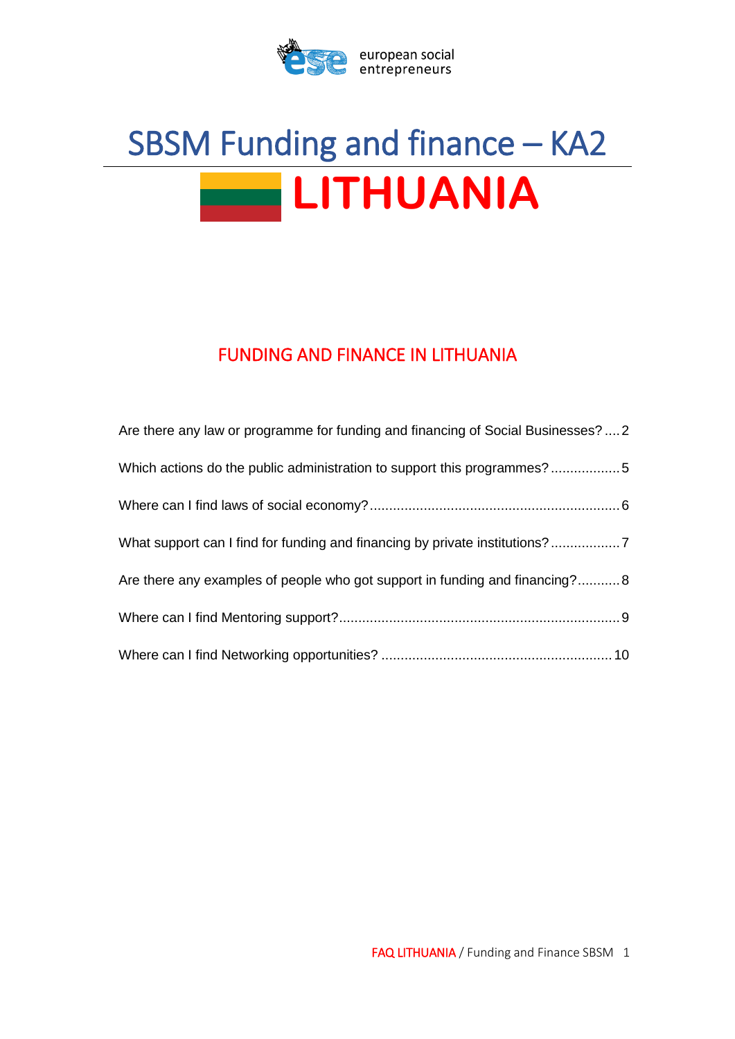european social entrepreneurs

# SBSM Funding and finance – KA2

# LITHUANIA

## FUNDING AND FINANCE IN LITHUANIA

Are there any law or programme for funding and financing of Social Businesses? .... 2

Which actions do the public administration to support this programmes? .................. 5

Where can I find laws of social economy? ................................................................ 6

What support can I find for funding and financing by private institutions? .................. 7

Are there any examples of people who got support in funding and financing? ........... 8

Where can I find Mentoring support? ........................................................................ 9

Where can I find Networking opportunities? ........................................................... 10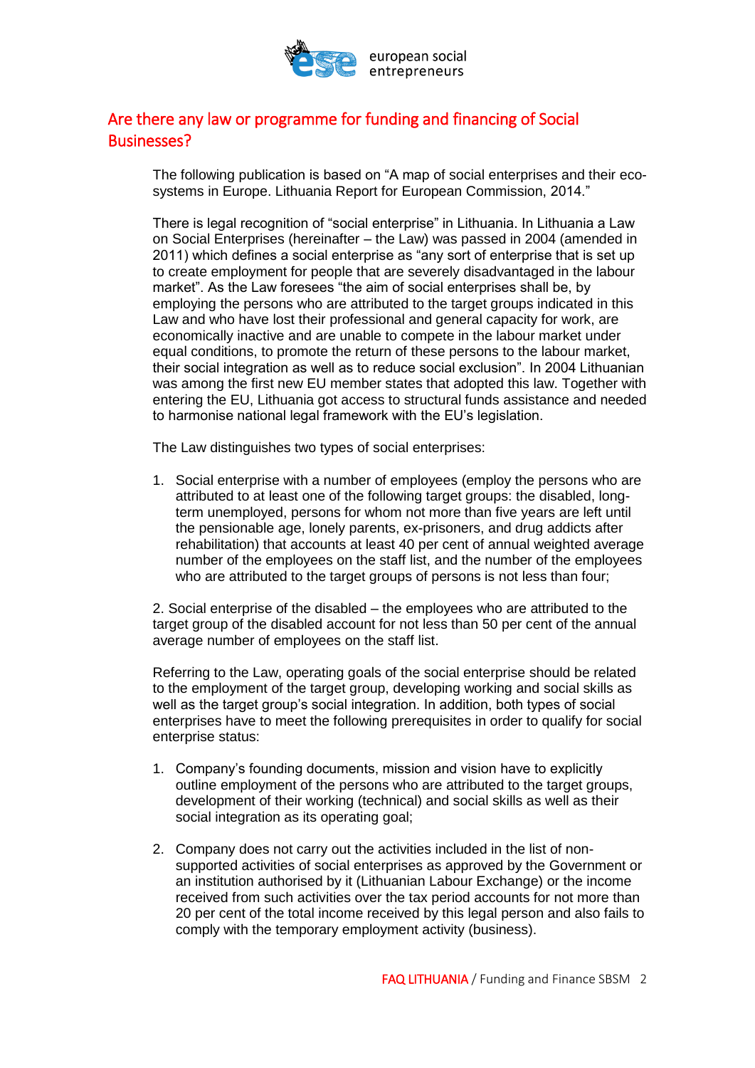## Are there any law or programme for funding and financing of Social Businesses?

The following publication is based on “A map of social enterprises and their eco-systems in Europe. Lithuania Report for European Commission, 2014.”

There is legal recognition of “social enterprise” in Lithuania. In Lithuania a Law on Social Enterprises (hereinafter – the Law) was passed in 2004 (amended in 2011) which defines a social enterprise as “any sort of enterprise that is set up to create employment for people that are severely disadvantaged in the labour market”. As the Law foresees “the aim of social enterprises shall be, by employing the persons who are attributed to the target groups indicated in this Law and who have lost their professional and general capacity for work, are economically inactive and are unable to compete in the labour market under equal conditions, to promote the return of these persons to the labour market, their social integration as well as to reduce social exclusion”. In 2004 Lithuanian was among the first new EU member states that adopted this law. Together with entering the EU, Lithuania got access to structural funds assistance and needed to harmonise national legal framework with the EU's legislation.

The Law distinguishes two types of social enterprises:

1. Social enterprise with a number of employees (employ the persons who are attributed to at least one of the following target groups: the disabled, long-term unemployed, persons for whom not more than five years are left until the pensionable age, lonely parents, ex-prisoners, and drug addicts after rehabilitation) that accounts at least 40 per cent of annual weighted average number of the employees on the staff list, and the number of the employees who are attributed to the target groups of persons is not less than four;

2. Social enterprise of the disabled – the employees who are attributed to the target group of the disabled account for not less than 50 per cent of the annual average number of employees on the staff list.

Referring to the Law, operating goals of the social enterprise should be related to the employment of the target group, developing working and social skills as well as the target group's social integration. In addition, both types of social enterprises have to meet the following prerequisites in order to qualify for social enterprise status:

1. Company's founding documents, mission and vision have to explicitly outline employment of the persons who are attributed to the target groups, development of their working (technical) and social skills as well as their social integration as its operating goal;

2. Company does not carry out the activities included in the list of non-supported activities of social enterprises as approved by the Government or an institution authorised by it (Lithuanian Labour Exchange) or the income received from such activities over the tax period accounts for not more than 20 per cent of the total income received by this legal person and also fails to comply with the temporary employment activity (business).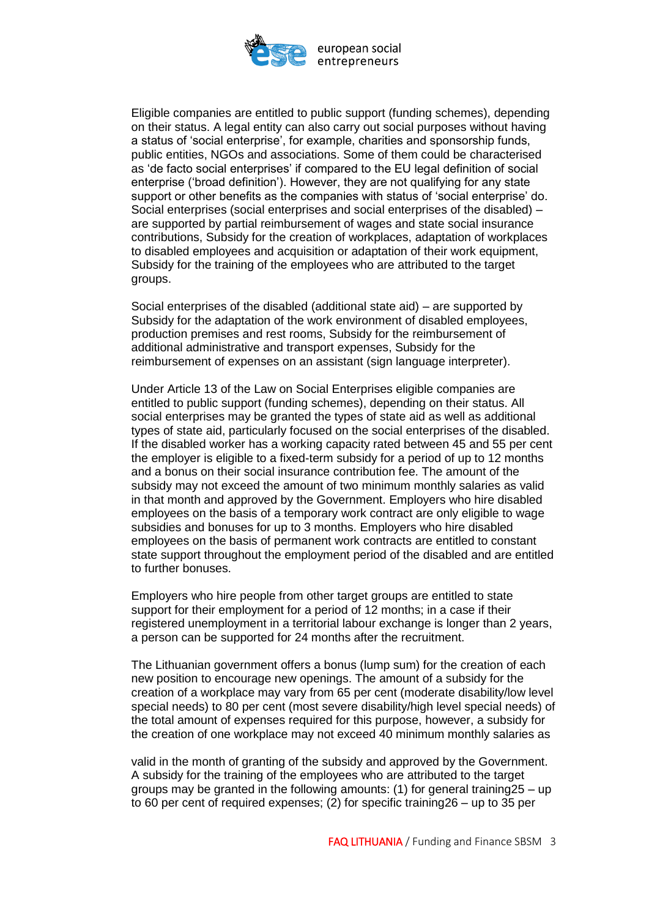Eligible companies are entitled to public support (funding schemes), depending on their status. A legal entity can also carry out social purposes without having a status of 'social enterprise', for example, charities and sponsorship funds, public entities, NGOs and associations. Some of them could be characterised as 'de facto social enterprises' if compared to the EU legal definition of social enterprise ('broad definition'). However, they are not qualifying for any state support or other benefits as the companies with status of 'social enterprise' do. Social enterprises (social enterprises and social enterprises of the disabled) – are supported by partial reimbursement of wages and state social insurance contributions, Subsidy for the creation of workplaces, adaptation of workplaces to disabled employees and acquisition or adaptation of their work equipment, Subsidy for the training of the employees who are attributed to the target groups.

Social enterprises of the disabled (additional state aid) – are supported by Subsidy for the adaptation of the work environment of disabled employees, production premises and rest rooms, Subsidy for the reimbursement of additional administrative and transport expenses, Subsidy for the reimbursement of expenses on an assistant (sign language interpreter).

Under Article 13 of the Law on Social Enterprises eligible companies are entitled to public support (funding schemes), depending on their status. All social enterprises may be granted the types of state aid as well as additional types of state aid, particularly focused on the social enterprises of the disabled. If the disabled worker has a working capacity rated between 45 and 55 per cent the employer is eligible to a fixed-term subsidy for a period of up to 12 months and a bonus on their social insurance contribution fee. The amount of the subsidy may not exceed the amount of two minimum monthly salaries as valid in that month and approved by the Government. Employers who hire disabled employees on the basis of a temporary work contract are only eligible to wage subsidies and bonuses for up to 3 months. Employers who hire disabled employees on the basis of permanent work contracts are entitled to constant state support throughout the employment period of the disabled and are entitled to further bonuses.

Employers who hire people from other target groups are entitled to state support for their employment for a period of 12 months; in a case if their registered unemployment in a territorial labour exchange is longer than 2 years, a person can be supported for 24 months after the recruitment.

The Lithuanian government offers a bonus (lump sum) for the creation of each new position to encourage new openings. The amount of a subsidy for the creation of a workplace may vary from 65 per cent (moderate disability/low level special needs) to 80 per cent (most severe disability/high level special needs) of the total amount of expenses required for this purpose, however, a subsidy for the creation of one workplace may not exceed 40 minimum monthly salaries as valid in the month of granting of the subsidy and approved by the Government. A subsidy for the training of the employees who are attributed to the target groups may be granted in the following amounts: (1) for general training[25] – up to 60 per cent of required expenses; (2) for specific training[26] – up to 35 per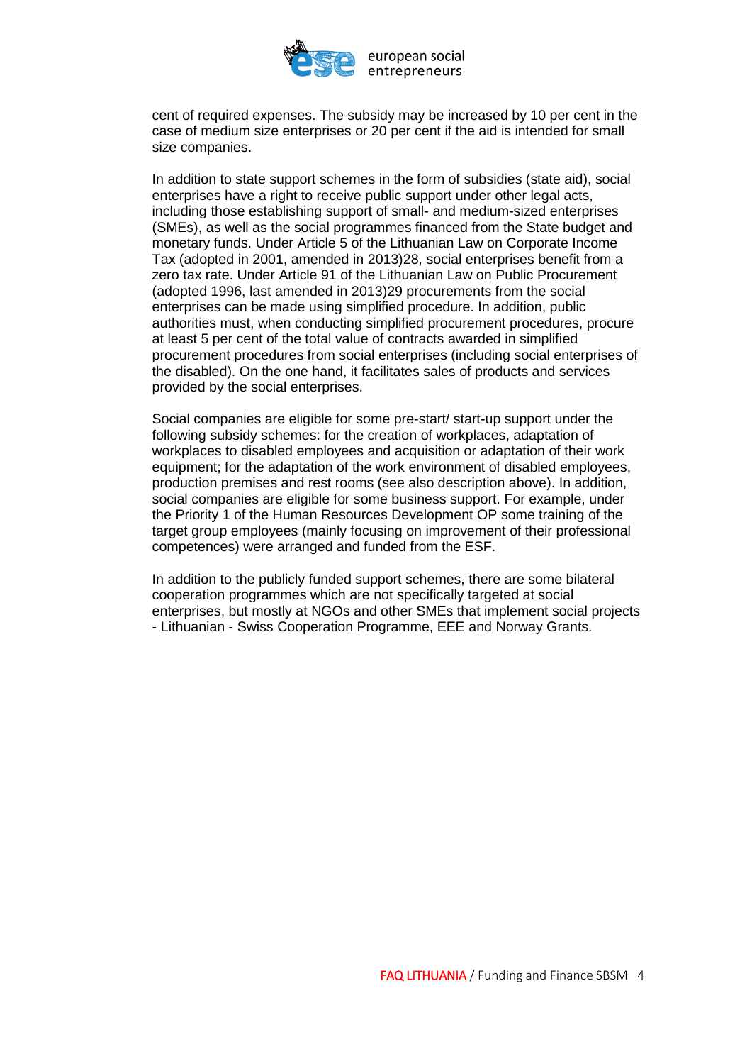cent of required expenses. The subsidy may be increased by 10 per cent in the case of medium size enterprises or 20 per cent if the aid is intended for small size companies.

In addition to state support schemes in the form of subsidies (state aid), social enterprises have a right to receive public support under other legal acts, including those establishing support of small- and medium-sized enterprises (SMEs), as well as the social programmes financed from the State budget and monetary funds. Under Article 5 of the Lithuanian Law on Corporate Income Tax (adopted in 2001, amended in 2013)28, social enterprises benefit from a zero tax rate. Under Article 91 of the Lithuanian Law on Public Procurement (adopted 1996, last amended in 2013)29 procurements from the social enterprises can be made using simplified procedure. In addition, public authorities must, when conducting simplified procurement procedures, procure at least 5 per cent of the total value of contracts awarded in simplified procurement procedures from social enterprises (including social enterprises of the disabled). On the one hand, it facilitates sales of products and services provided by the social enterprises.

Social companies are eligible for some pre-start/ start-up support under the following subsidy schemes: for the creation of workplaces, adaptation of workplaces to disabled employees and acquisition or adaptation of their work equipment; for the adaptation of the work environment of disabled employees, production premises and rest rooms (see also description above). In addition, social companies are eligible for some business support. For example, under the Priority 1 of the Human Resources Development OP some training of the target group employees (mainly focusing on improvement of their professional competences) were arranged and funded from the ESF.

In addition to the publicly funded support schemes, there are some bilateral cooperation programmes which are not specifically targeted at social enterprises, but mostly at NGOs and other SMEs that implement social projects - Lithuanian - Swiss Cooperation Programme, EEE and Norway Grants.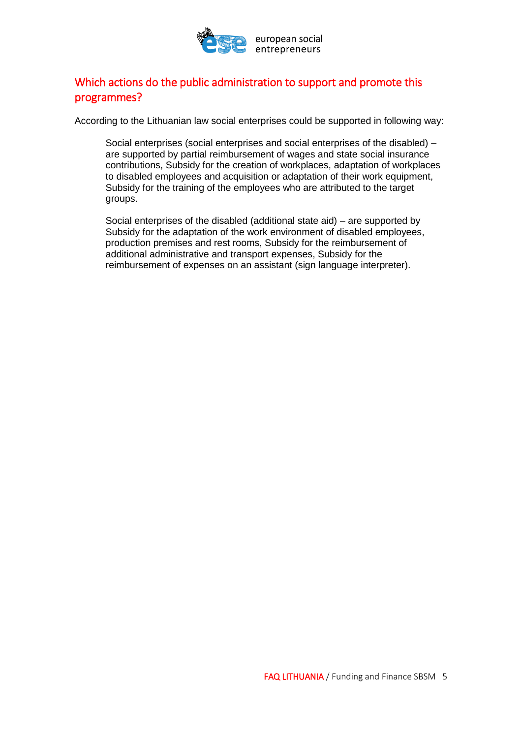## Which actions do the public administration to support and promote this programmes?

According to the Lithuanian law social enterprises could be supported in following way:

> Social enterprises (social enterprises and social enterprises of the disabled) – are supported by partial reimbursement of wages and state social insurance contributions, Subsidy for the creation of workplaces, adaptation of workplaces to disabled employees and acquisition or adaptation of their work equipment, Subsidy for the training of the employees who are attributed to the target groups.
>
> Social enterprises of the disabled (additional state aid) – are supported by Subsidy for the adaptation of the work environment of disabled employees, production premises and rest rooms, Subsidy for the reimbursement of additional administrative and transport expenses, Subsidy for the reimbursement of expenses on an assistant (sign language interpreter).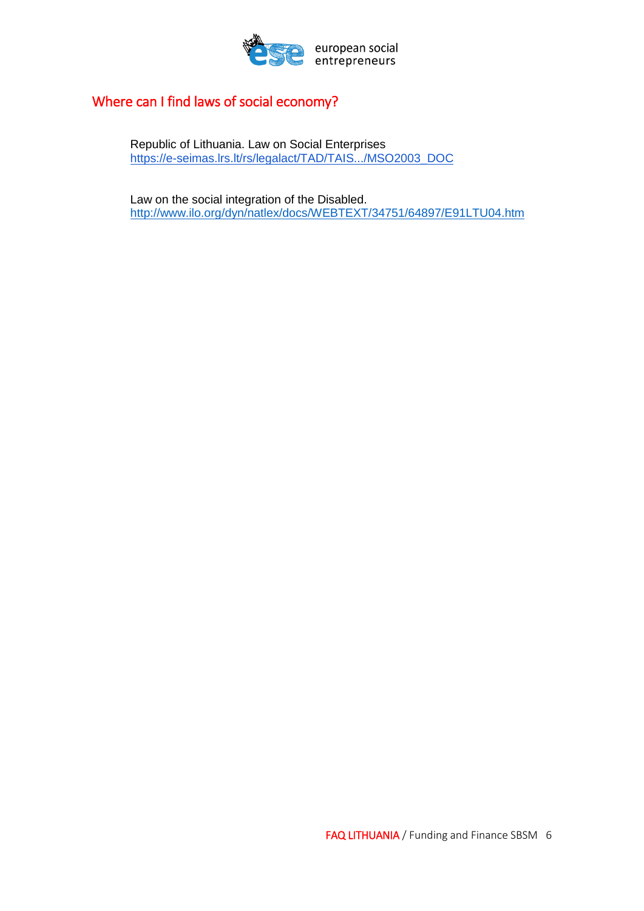## Where can I find laws of social economy?

Republic of Lithuania. Law on Social Enterprises
https://e-seimas.lrs.lt/rs/legalact/TAD/TAIS.../MSO2003_DOC

Law on the social integration of the Disabled.
http://www.ilo.org/dyn/natlex/docs/WEBTEXT/34751/64897/E91LTU04.htm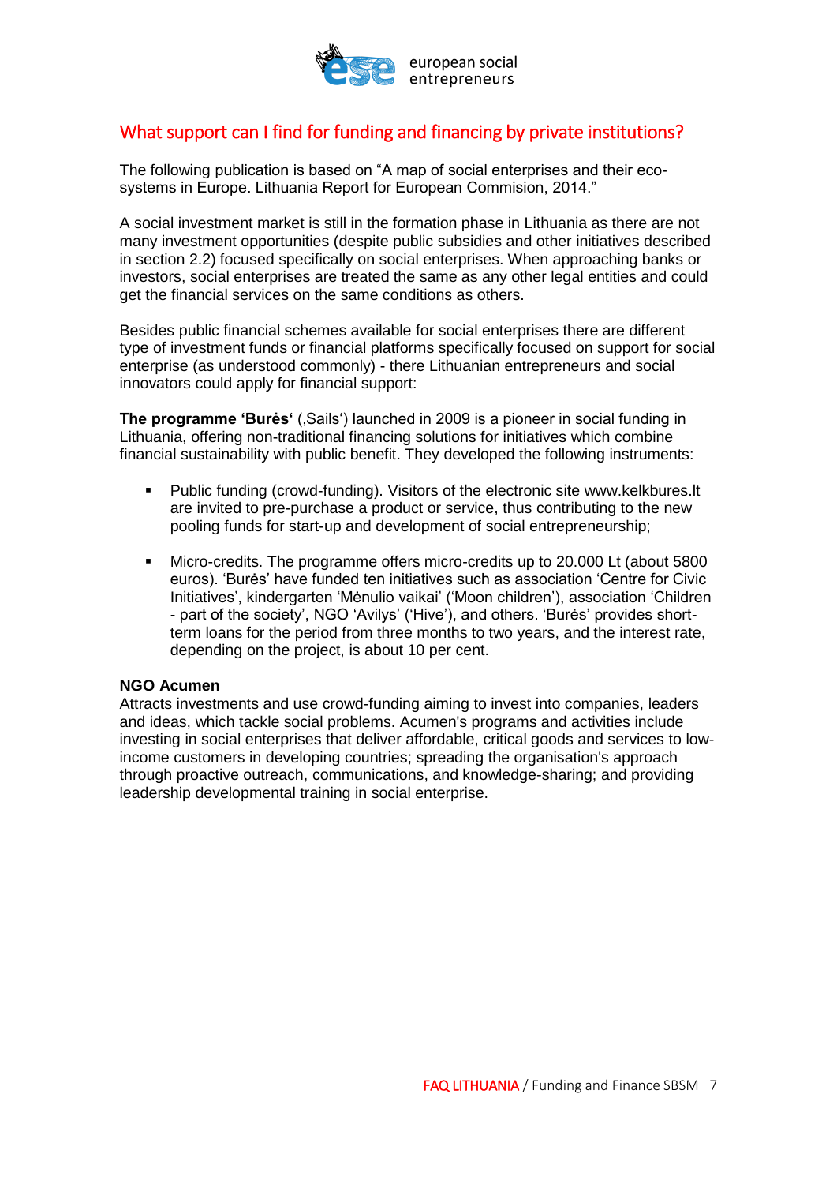## What support can I find for funding and financing by private institutions?

The following publication is based on "A map of social enterprises and their eco-systems in Europe. Lithuania Report for European Commision, 2014."

A social investment market is still in the formation phase in Lithuania as there are not many investment opportunities (despite public subsidies and other initiatives described in section 2.2) focused specifically on social enterprises. When approaching banks or investors, social enterprises are treated the same as any other legal entities and could get the financial services on the same conditions as others.

Besides public financial schemes available for social enterprises there are different type of investment funds or financial platforms specifically focused on support for social enterprise (as understood commonly) - there Lithuanian entrepreneurs and social innovators could apply for financial support:

**The programme 'Burės'** (‚Sails') launched in 2009 is a pioneer in social funding in Lithuania, offering non-traditional financing solutions for initiatives which combine financial sustainability with public benefit. They developed the following instruments:

- Public funding (crowd-funding). Visitors of the electronic site www.kelkbures.lt are invited to pre-purchase a product or service, thus contributing to the new pooling funds for start-up and development of social entrepreneurship;
- Micro-credits. The programme offers micro-credits up to 20.000 Lt (about 5800 euros). 'Burės' have funded ten initiatives such as association 'Centre for Civic Initiatives', kindergarten 'Mėnulio vaikai' ('Moon children'), association 'Children - part of the society', NGO 'Avilys' ('Hive'), and others. 'Burės' provides short-term loans for the period from three months to two years, and the interest rate, depending on the project, is about 10 per cent.

**NGO Acumen**

Attracts investments and use crowd-funding aiming to invest into companies, leaders and ideas, which tackle social problems. Acumen's programs and activities include investing in social enterprises that deliver affordable, critical goods and services to low-income customers in developing countries; spreading the organisation's approach through proactive outreach, communications, and knowledge-sharing; and providing leadership developmental training in social enterprise.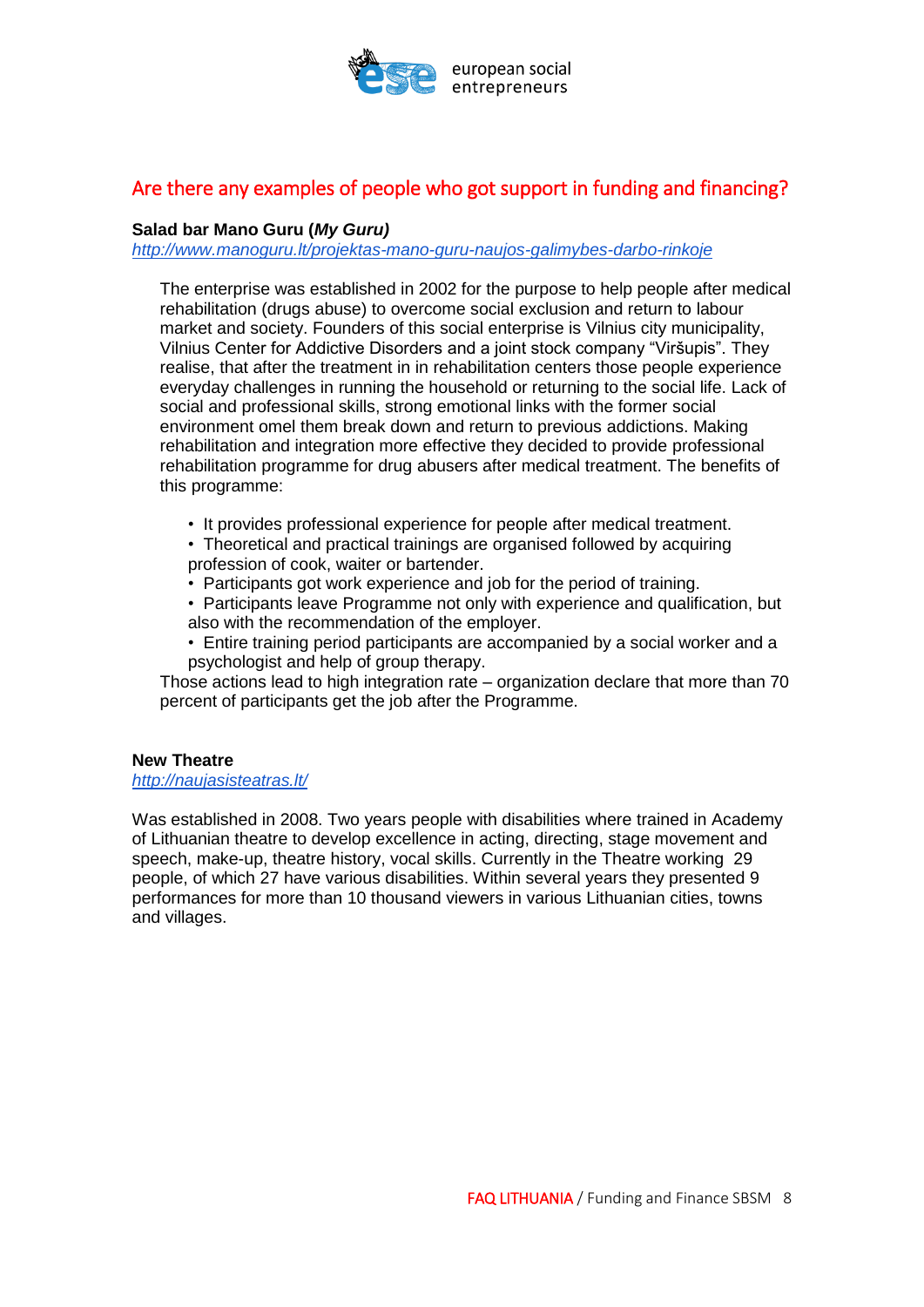## Are there any examples of people who got support in funding and financing?

**Salad bar Mano Guru (*My Guru)***
*http://www.manoguru.lt/projektas-mano-guru-naujos-galimybes-darbo-rinkoje*

The enterprise was established in 2002 for the purpose to help people after medical rehabilitation (drugs abuse) to overcome social exclusion and return to labour market and society. Founders of this social enterprise is Vilnius city municipality, Vilnius Center for Addictive Disorders and a joint stock company "Viršupis". They realise, that after the treatment in in rehabilitation centers those people experience everyday challenges in running the household or returning to the social life. Lack of social and professional skills, strong emotional links with the former social environment omel them break down and return to previous addictions. Making rehabilitation and integration more effective they decided to provide professional rehabilitation programme for drug abusers after medical treatment. The benefits of this programme:

- It provides professional experience for people after medical treatment.
- Theoretical and practical trainings are organised followed by acquiring profession of cook, waiter or bartender.
- Participants got work experience and job for the period of training.
- Participants leave Programme not only with experience and qualification, but also with the recommendation of the employer.
- Entire training period participants are accompanied by a social worker and a psychologist and help of group therapy.

Those actions lead to high integration rate – organization declare that more than 70 percent of participants get the job after the Programme.

**New Theatre**
*http://naujasisteatras.lt/*

Was established in 2008. Two years people with disabilities where trained in Academy of Lithuanian theatre to develop excellence in acting, directing, stage movement and speech, make-up, theatre history, vocal skills. Currently in the Theatre working 29 people, of which 27 have various disabilities. Within several years they presented 9 performances for more than 10 thousand viewers in various Lithuanian cities, towns and villages.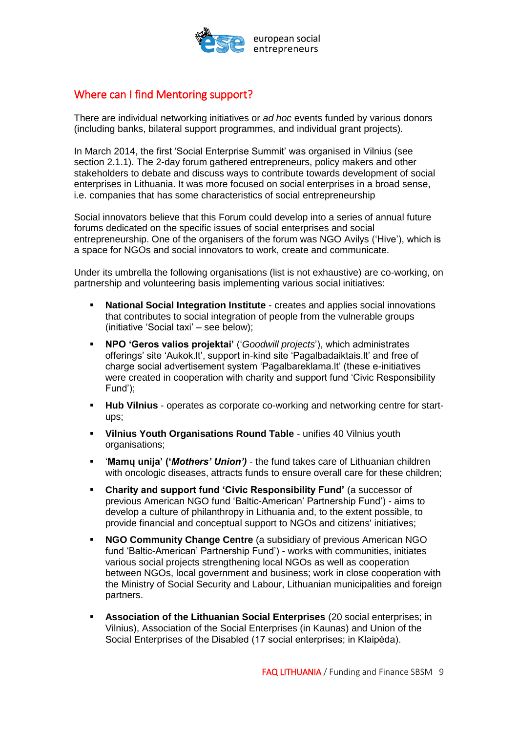## Where can I find Mentoring support?

There are individual networking initiatives or *ad hoc* events funded by various donors (including banks, bilateral support programmes, and individual grant projects).

In March 2014, the first 'Social Enterprise Summit' was organised in Vilnius (see section 2.1.1). The 2-day forum gathered entrepreneurs, policy makers and other stakeholders to debate and discuss ways to contribute towards development of social enterprises in Lithuania. It was more focused on social enterprises in a broad sense, i.e. companies that has some characteristics of social entrepreneurship

Social innovators believe that this Forum could develop into a series of annual future forums dedicated on the specific issues of social enterprises and social entrepreneurship. One of the organisers of the forum was NGO Avilys ('Hive'), which is a space for NGOs and social innovators to work, create and communicate.

Under its umbrella the following organisations (list is not exhaustive) are co-working, on partnership and volunteering basis implementing various social initiatives:

- **National Social Integration Institute** - creates and applies social innovations that contributes to social integration of people from the vulnerable groups (initiative 'Social taxi' – see below);
- **NPO 'Geros valios projektai'** ('*Goodwill projects*'), which administrates offerings' site 'Aukok.lt', support in-kind site 'Pagalbadaiktais.lt' and free of charge social advertisement system 'Pagalbareklama.lt' (these e-initiatives were created in cooperation with charity and support fund 'Civic Responsibility Fund');
- **Hub Vilnius** - operates as corporate co-working and networking centre for start-ups;
- **Vilnius Youth Organisations Round Table** - unifies 40 Vilnius youth organisations;
- '**Mamų unija' ('*Mothers' Union')*** - the fund takes care of Lithuanian children with oncologic diseases, attracts funds to ensure overall care for these children;
- **Charity and support fund 'Civic Responsibility Fund'** (a successor of previous American NGO fund 'Baltic-American' Partnership Fund') - aims to develop a culture of philanthropy in Lithuania and, to the extent possible, to provide financial and conceptual support to NGOs and citizens' initiatives;
- **NGO Community Change Centre** (a subsidiary of previous American NGO fund 'Baltic-American' Partnership Fund') - works with communities, initiates various social projects strengthening local NGOs as well as cooperation between NGOs, local government and business; work in close cooperation with the Ministry of Social Security and Labour, Lithuanian municipalities and foreign partners.
- **Association of the Lithuanian Social Enterprises** (20 social enterprises; in Vilnius), Association of the Social Enterprises (in Kaunas) and Union of the Social Enterprises of the Disabled (17 social enterprises; in Klaipėda).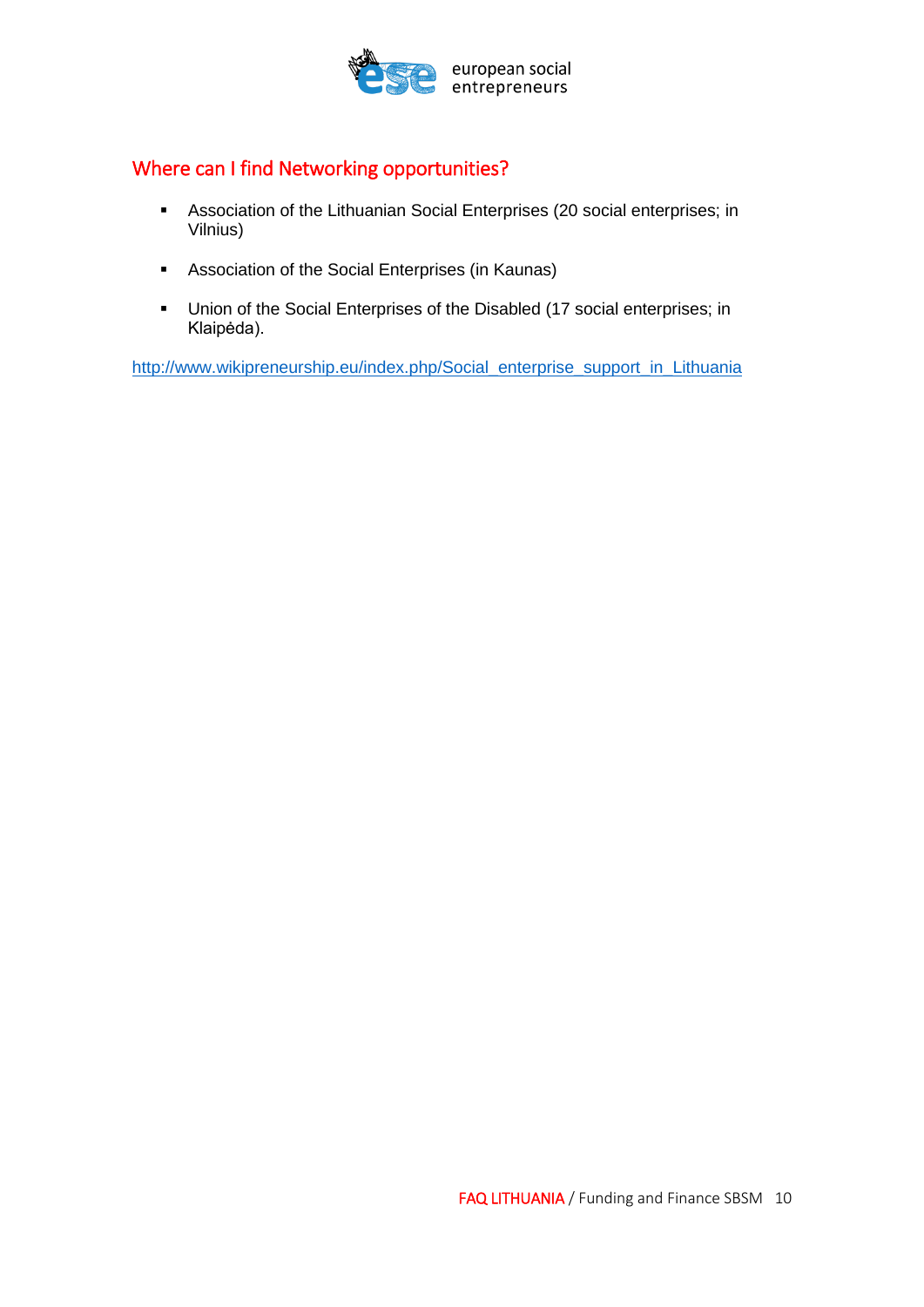## Where can I find Networking opportunities?

- Association of the Lithuanian Social Enterprises (20 social enterprises; in Vilnius)
- Association of the Social Enterprises (in Kaunas)
- Union of the Social Enterprises of the Disabled (17 social enterprises; in Klaipėda).

http://www.wikipreneurship.eu/index.php/Social_enterprise_support_in_Lithuania